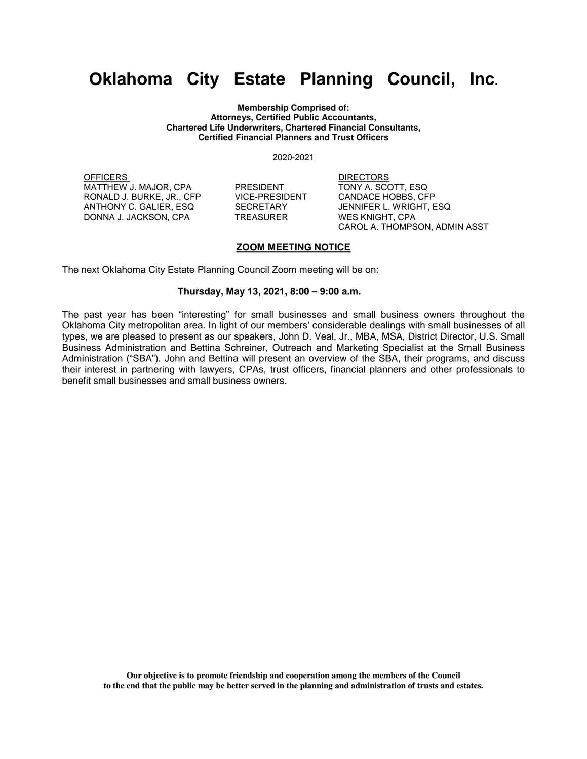# Oklahoma City Estate Planning Council, Inc.

**Membership Comprised of:**
**Attorneys, Certified Public Accountants,**
**Chartered Life Underwriters, Chartered Financial Consultants,**
**Certified Financial Planners and Trust Officers**

2020-2021

| OFFICERS | | DIRECTORS |
| --- | --- | --- |
| MATTHEW J. MAJOR, CPA | PRESIDENT | TONY A. SCOTT, ESQ |
| RONALD J. BURKE, JR., CFP | VICE-PRESIDENT | CANDACE HOBBS, CFP |
| ANTHONY C. GALIER, ESQ | SECRETARY | JENNIFER L. WRIGHT, ESQ |
| DONNA J. JACKSON, CPA | TREASURER | WES KNIGHT, CPA |
| | | CAROL A. THOMPSON, ADMIN ASST |

## ZOOM MEETING NOTICE

The next Oklahoma City Estate Planning Council Zoom meeting will be on:

**Thursday, May 13, 2021, 8:00 – 9:00 a.m.**

The past year has been "interesting" for small businesses and small business owners throughout the Oklahoma City metropolitan area. In light of our members' considerable dealings with small businesses of all types, we are pleased to present as our speakers, John D. Veal, Jr., MBA, MSA, District Director, U.S. Small Business Administration and Bettina Schreiner, Outreach and Marketing Specialist at the Small Business Administration ("SBA"). John and Bettina will present an overview of the SBA, their programs, and discuss their interest in partnering with lawyers, CPAs, trust officers, financial planners and other professionals to benefit small businesses and small business owners.

**Our objective is to promote friendship and cooperation among the members of the Council to the end that the public may be better served in the planning and administration of trusts and estates.**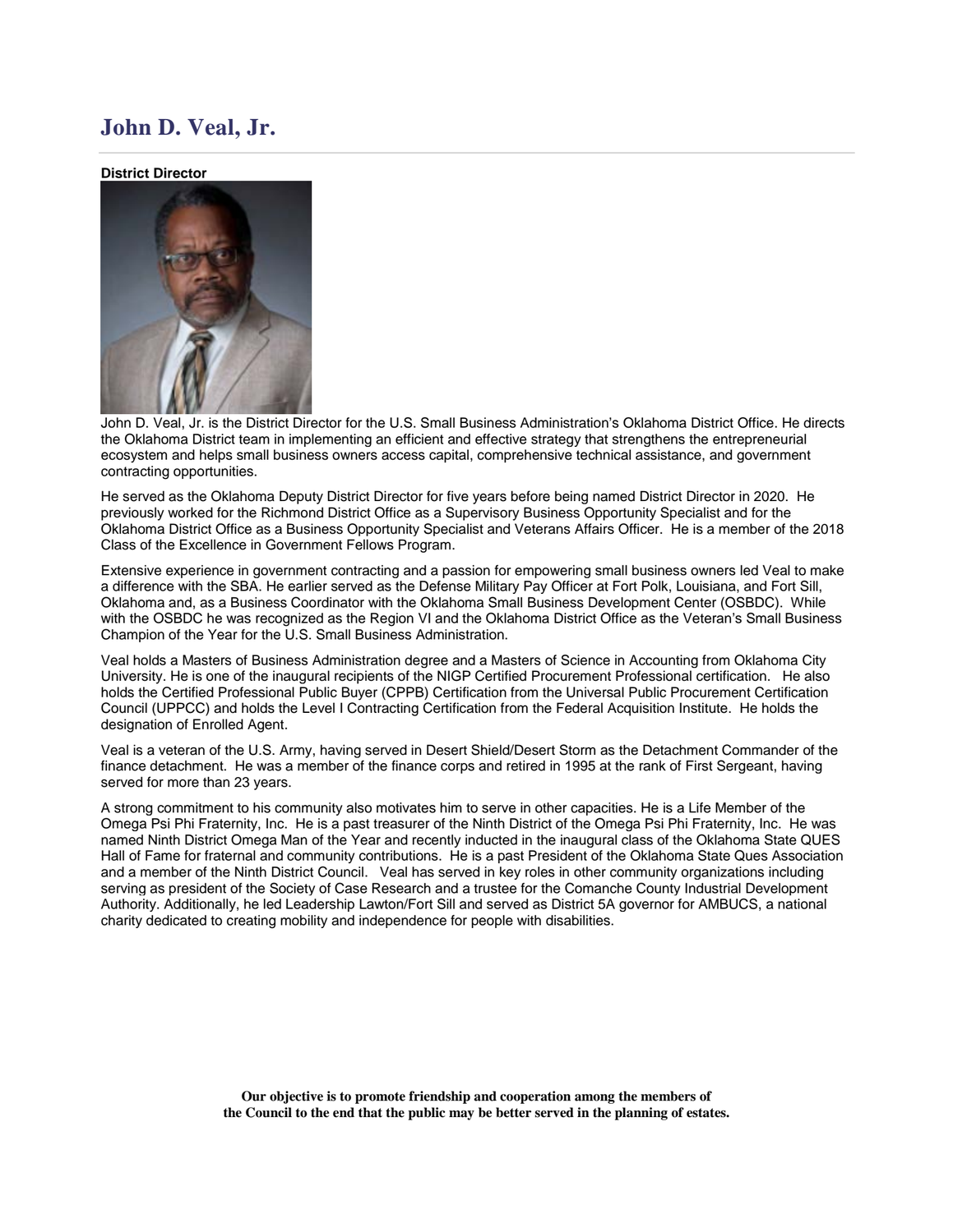# John D. Veal, Jr.

**District Director**

John D. Veal, Jr. is the District Director for the U.S. Small Business Administration's Oklahoma District Office. He directs the Oklahoma District team in implementing an efficient and effective strategy that strengthens the entrepreneurial ecosystem and helps small business owners access capital, comprehensive technical assistance, and government contracting opportunities.

He served as the Oklahoma Deputy District Director for five years before being named District Director in 2020. He previously worked for the Richmond District Office as a Supervisory Business Opportunity Specialist and for the Oklahoma District Office as a Business Opportunity Specialist and Veterans Affairs Officer. He is a member of the 2018 Class of the Excellence in Government Fellows Program.

Extensive experience in government contracting and a passion for empowering small business owners led Veal to make a difference with the SBA. He earlier served as the Defense Military Pay Officer at Fort Polk, Louisiana, and Fort Sill, Oklahoma and, as a Business Coordinator with the Oklahoma Small Business Development Center (OSBDC). While with the OSBDC he was recognized as the Region VI and the Oklahoma District Office as the Veteran's Small Business Champion of the Year for the U.S. Small Business Administration.

Veal holds a Masters of Business Administration degree and a Masters of Science in Accounting from Oklahoma City University. He is one of the inaugural recipients of the NIGP Certified Procurement Professional certification. He also holds the Certified Professional Public Buyer (CPPB) Certification from the Universal Public Procurement Certification Council (UPPCC) and holds the Level I Contracting Certification from the Federal Acquisition Institute. He holds the designation of Enrolled Agent.

Veal is a veteran of the U.S. Army, having served in Desert Shield/Desert Storm as the Detachment Commander of the finance detachment. He was a member of the finance corps and retired in 1995 at the rank of First Sergeant, having served for more than 23 years.

A strong commitment to his community also motivates him to serve in other capacities. He is a Life Member of the Omega Psi Phi Fraternity, Inc. He is a past treasurer of the Ninth District of the Omega Psi Phi Fraternity, Inc. He was named Ninth District Omega Man of the Year and recently inducted in the inaugural class of the Oklahoma State QUES Hall of Fame for fraternal and community contributions. He is a past President of the Oklahoma State Ques Association and a member of the Ninth District Council. Veal has served in key roles in other community organizations including serving as president of the Society of Case Research and a trustee for the Comanche County Industrial Development Authority. Additionally, he led Leadership Lawton/Fort Sill and served as District 5A governor for AMBUCS, a national charity dedicated to creating mobility and independence for people with disabilities.

**Our objective is to promote friendship and cooperation among the members of the Council to the end that the public may be better served in the planning of estates.**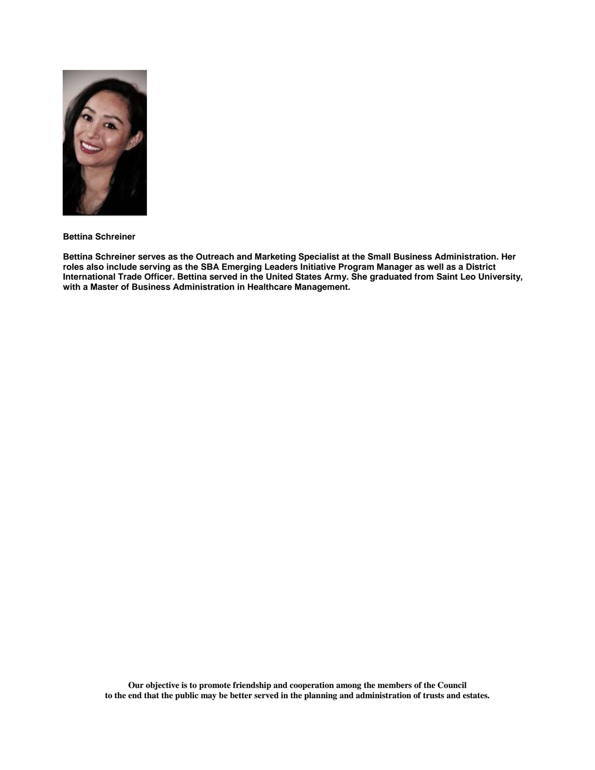**Bettina Schreiner**

**Bettina Schreiner serves as the Outreach and Marketing Specialist at the Small Business Administration. Her roles also include serving as the SBA Emerging Leaders Initiative Program Manager as well as a District International Trade Officer. Bettina served in the United States Army. She graduated from Saint Leo University, with a Master of Business Administration in Healthcare Management.**

**Our objective is to promote friendship and cooperation among the members of the Council to the end that the public may be better served in the planning and administration of trusts and estates.**